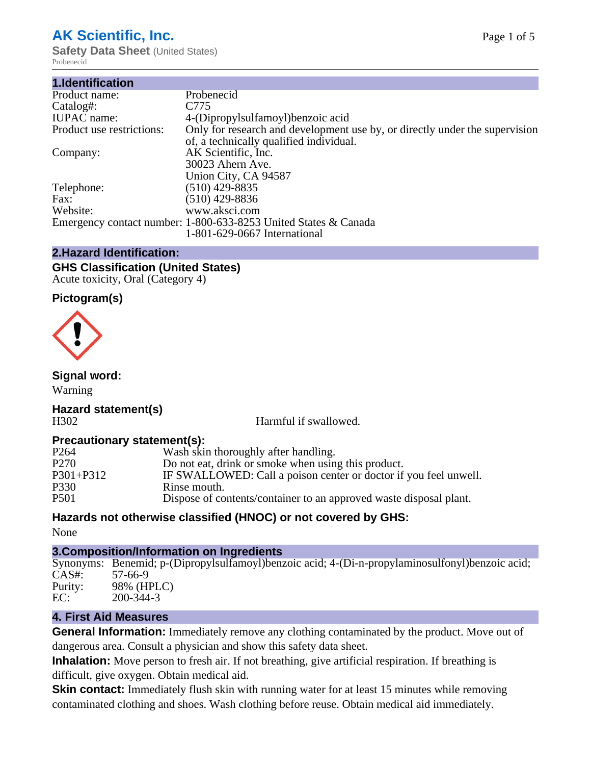# AK Scientific, Inc.

**Safety Data Sheet** (United States)

Probenecid

## 1.Identification

| | |
|---|---|
| Product name: | Probenecid |
| Catalog#: | C775 |
| IUPAC name: | 4-(Dipropylsulfamoyl)benzoic acid |
| Product use restrictions: | Only for research and development use by, or directly under the supervision of, a technically qualified individual. |
| Company: | AK Scientific, Inc.<br>30023 Ahern Ave.<br>Union City, CA 94587 |
| Telephone: | (510) 429-8835 |
| Fax: | (510) 429-8836 |
| Website: | www.aksci.com |
| Emergency contact number: | 1-800-633-8253 United States & Canada<br>1-801-629-0667 International |

## 2.Hazard Identification:

### GHS Classification (United States)

Acute toxicity, Oral (Category 4)

### Pictogram(s)

### Signal word:

Warning

### Hazard statement(s)

| | |
|---|---|
| H302 | Harmful if swallowed. |

### Precautionary statement(s):

| | |
|---|---|
| P264 | Wash skin thoroughly after handling. |
| P270 | Do not eat, drink or smoke when using this product. |
| P301+P312 | IF SWALLOWED: Call a poison center or doctor if you feel unwell. |
| P330 | Rinse mouth. |
| P501 | Dispose of contents/container to an approved waste disposal plant. |

### Hazards not otherwise classified (HNOC) or not covered by GHS:

None

## 3.Composition/Information on Ingredients

| | |
|---|---|
| Synonyms: | Benemid; p-(Dipropylsulfamoyl)benzoic acid; 4-(Di-n-propylaminosulfonyl)benzoic acid; |
| CAS#: | 57-66-9 |
| Purity: | 98% (HPLC) |
| EC: | 200-344-3 |

## 4. First Aid Measures

**General Information:** Immediately remove any clothing contaminated by the product. Move out of dangerous area. Consult a physician and show this safety data sheet.

**Inhalation:** Move person to fresh air. If not breathing, give artificial respiration. If breathing is difficult, give oxygen. Obtain medical aid.

**Skin contact:** Immediately flush skin with running water for at least 15 minutes while removing contaminated clothing and shoes. Wash clothing before reuse. Obtain medical aid immediately.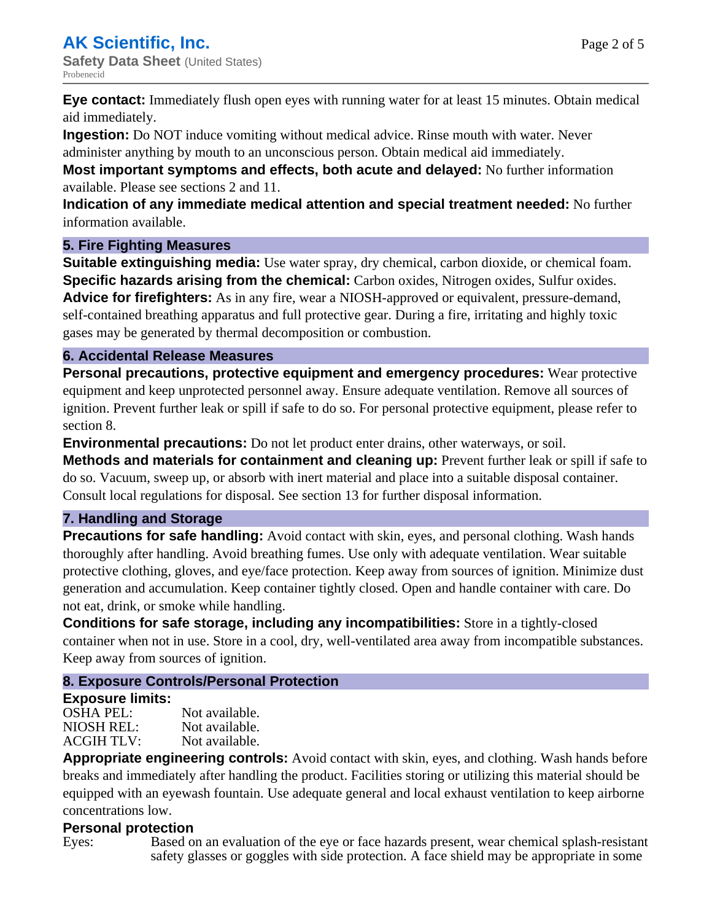**Eye contact:** Immediately flush open eyes with running water for at least 15 minutes. Obtain medical aid immediately.

**Ingestion:** Do NOT induce vomiting without medical advice. Rinse mouth with water. Never administer anything by mouth to an unconscious person. Obtain medical aid immediately.

**Most important symptoms and effects, both acute and delayed:** No further information available. Please see sections 2 and 11.

**Indication of any immediate medical attention and special treatment needed:** No further information available.

## 5. Fire Fighting Measures

**Suitable extinguishing media:** Use water spray, dry chemical, carbon dioxide, or chemical foam.

**Specific hazards arising from the chemical:** Carbon oxides, Nitrogen oxides, Sulfur oxides.

**Advice for firefighters:** As in any fire, wear a NIOSH-approved or equivalent, pressure-demand, self-contained breathing apparatus and full protective gear. During a fire, irritating and highly toxic gases may be generated by thermal decomposition or combustion.

## 6. Accidental Release Measures

**Personal precautions, protective equipment and emergency procedures:** Wear protective equipment and keep unprotected personnel away. Ensure adequate ventilation. Remove all sources of ignition. Prevent further leak or spill if safe to do so. For personal protective equipment, please refer to section 8.

**Environmental precautions:** Do not let product enter drains, other waterways, or soil.

**Methods and materials for containment and cleaning up:** Prevent further leak or spill if safe to do so. Vacuum, sweep up, or absorb with inert material and place into a suitable disposal container. Consult local regulations for disposal. See section 13 for further disposal information.

## 7. Handling and Storage

**Precautions for safe handling:** Avoid contact with skin, eyes, and personal clothing. Wash hands thoroughly after handling. Avoid breathing fumes. Use only with adequate ventilation. Wear suitable protective clothing, gloves, and eye/face protection. Keep away from sources of ignition. Minimize dust generation and accumulation. Keep container tightly closed. Open and handle container with care. Do not eat, drink, or smoke while handling.

**Conditions for safe storage, including any incompatibilities:** Store in a tightly-closed container when not in use. Store in a cool, dry, well-ventilated area away from incompatible substances. Keep away from sources of ignition.

## 8. Exposure Controls/Personal Protection

**Exposure limits:**

| | |
|---|---|
| OSHA PEL: | Not available. |
| NIOSH REL: | Not available. |
| ACGIH TLV: | Not available. |

**Appropriate engineering controls:** Avoid contact with skin, eyes, and clothing. Wash hands before breaks and immediately after handling the product. Facilities storing or utilizing this material should be equipped with an eyewash fountain. Use adequate general and local exhaust ventilation to keep airborne concentrations low.

**Personal protection**

Eyes: Based on an evaluation of the eye or face hazards present, wear chemical splash-resistant safety glasses or goggles with side protection. A face shield may be appropriate in some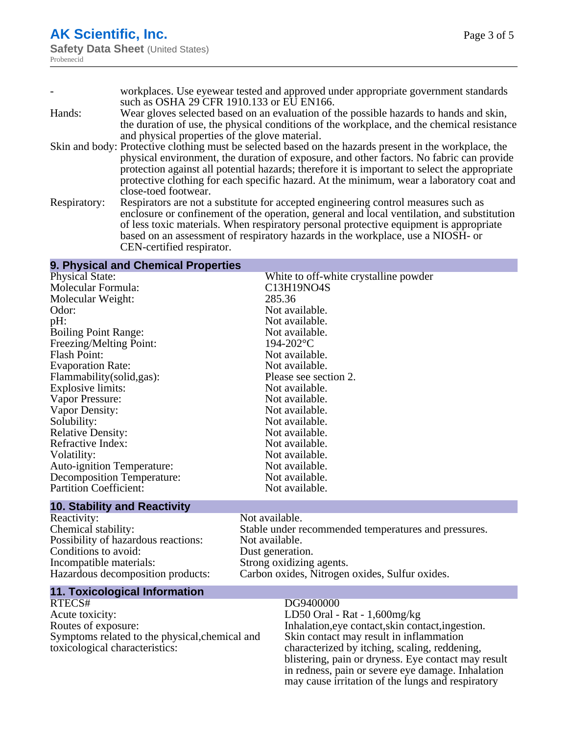| | |
|---|---|
| - | workplaces. Use eyewear tested and approved under appropriate government standards such as OSHA 29 CFR 1910.133 or EU EN166. |
| Hands: | Wear gloves selected based on an evaluation of the possible hazards to hands and skin, the duration of use, the physical conditions of the workplace, and the chemical resistance and physical properties of the glove material. |
| Skin and body: | Protective clothing must be selected based on the hazards present in the workplace, the physical environment, the duration of exposure, and other factors. No fabric can provide protection against all potential hazards; therefore it is important to select the appropriate protective clothing for each specific hazard. At the minimum, wear a laboratory coat and close-toed footwear. |
| Respiratory: | Respirators are not a substitute for accepted engineering control measures such as enclosure or confinement of the operation, general and local ventilation, and substitution of less toxic materials. When respiratory personal protective equipment is appropriate based on an assessment of respiratory hazards in the workplace, use a NIOSH- or CEN-certified respirator. |

## 9. Physical and Chemical Properties

| | |
|---|---|
| Physical State: | White to off-white crystalline powder |
| Molecular Formula: | C13H19NO4S |
| Molecular Weight: | 285.36 |
| Odor: | Not available. |
| pH: | Not available. |
| Boiling Point Range: | Not available. |
| Freezing/Melting Point: | 194-202°C |
| Flash Point: | Not available. |
| Evaporation Rate: | Not available. |
| Flammability(solid,gas): | Please see section 2. |
| Explosive limits: | Not available. |
| Vapor Pressure: | Not available. |
| Vapor Density: | Not available. |
| Solubility: | Not available. |
| Relative Density: | Not available. |
| Refractive Index: | Not available. |
| Volatility: | Not available. |
| Auto-ignition Temperature: | Not available. |
| Decomposition Temperature: | Not available. |
| Partition Coefficient: | Not available. |

## 10. Stability and Reactivity

| | |
|---|---|
| Reactivity: | Not available. |
| Chemical stability: | Stable under recommended temperatures and pressures. |
| Possibility of hazardous reactions: | Not available. |
| Conditions to avoid: | Dust generation. |
| Incompatible materials: | Strong oxidizing agents. |
| Hazardous decomposition products: | Carbon oxides, Nitrogen oxides, Sulfur oxides. |

## 11. Toxicological Information

| | |
|---|---|
| RTECS# | DG9400000 |
| Acute toxicity: | LD50 Oral - Rat - 1,600mg/kg |
| Routes of exposure: | Inhalation,eye contact,skin contact,ingestion. |
| Symptoms related to the physical,chemical and toxicological characteristics: | Skin contact may result in inflammation characterized by itching, scaling, reddening, blistering, pain or dryness. Eye contact may result in redness, pain or severe eye damage. Inhalation may cause irritation of the lungs and respiratory |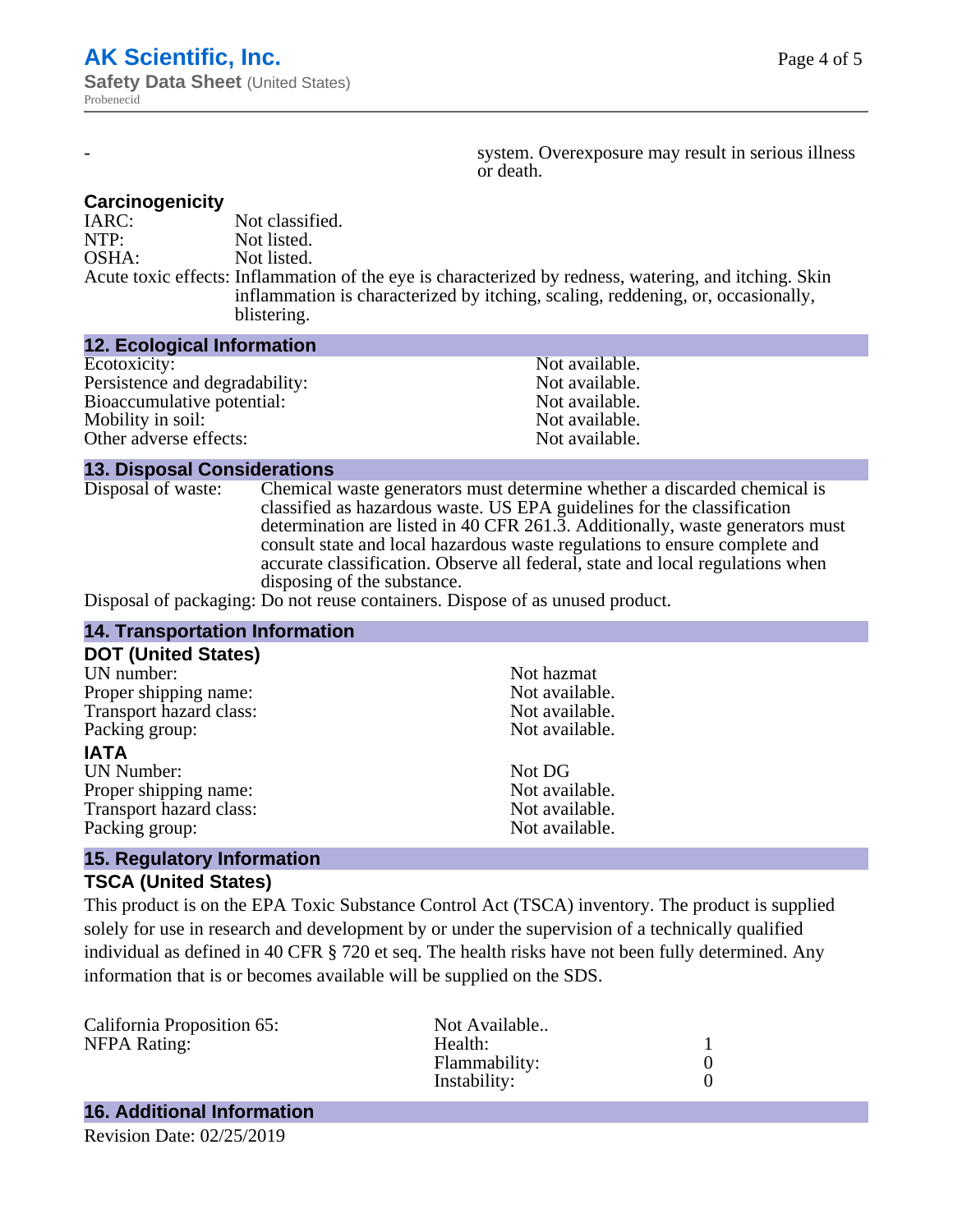| - | system. Overexposure may result in serious illness or death. |
|---|---|

### Carcinogenicity

| | |
|---|---|
| IARC: | Not classified. |
| NTP: | Not listed. |
| OSHA: | Not listed. |
| Acute toxic effects: | Inflammation of the eye is characterized by redness, watering, and itching. Skin inflammation is characterized by itching, scaling, reddening, or, occasionally, blistering. |

## 12. Ecological Information

| | |
|---|---|
| Ecotoxicity: | Not available. |
| Persistence and degradability: | Not available. |
| Bioaccumulative potential: | Not available. |
| Mobility in soil: | Not available. |
| Other adverse effects: | Not available. |

## 13. Disposal Considerations

| | |
|---|---|
| Disposal of waste: | Chemical waste generators must determine whether a discarded chemical is classified as hazardous waste. US EPA guidelines for the classification determination are listed in 40 CFR 261.3. Additionally, waste generators must consult state and local hazardous waste regulations to ensure complete and accurate classification. Observe all federal, state and local regulations when disposing of the substance. |
| Disposal of packaging: | Do not reuse containers. Dispose of as unused product. |

## 14. Transportation Information

### DOT (United States)

| | |
|---|---|
| UN number: | Not hazmat |
| Proper shipping name: | Not available. |
| Transport hazard class: | Not available. |
| Packing group: | Not available. |

### IATA

| | |
|---|---|
| UN Number: | Not DG |
| Proper shipping name: | Not available. |
| Transport hazard class: | Not available. |
| Packing group: | Not available. |

## 15. Regulatory Information

### TSCA (United States)

This product is on the EPA Toxic Substance Control Act (TSCA) inventory. The product is supplied solely for use in research and development by or under the supervision of a technically qualified individual as defined in 40 CFR § 720 et seq. The health risks have not been fully determined. Any information that is or becomes available will be supplied on the SDS.

| | | |
|---|---|---|
| California Proposition 65: | Not Available.. | |
| NFPA Rating: | Health: | 1 |
| | Flammability: | 0 |
| | Instability: | 0 |

## 16. Additional Information

Revision Date: 02/25/2019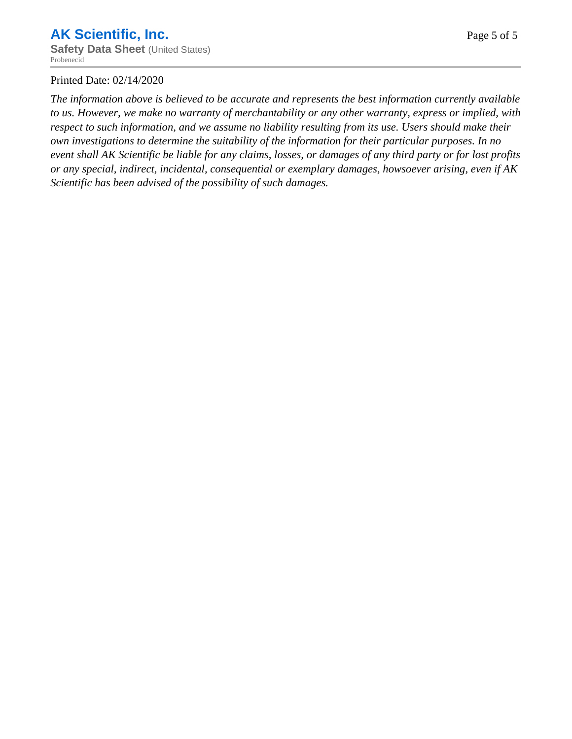Printed Date: 02/14/2020

*The information above is believed to be accurate and represents the best information currently available to us. However, we make no warranty of merchantability or any other warranty, express or implied, with respect to such information, and we assume no liability resulting from its use. Users should make their own investigations to determine the suitability of the information for their particular purposes. In no event shall AK Scientific be liable for any claims, losses, or damages of any third party or for lost profits or any special, indirect, incidental, consequential or exemplary damages, howsoever arising, even if AK Scientific has been advised of the possibility of such damages.*